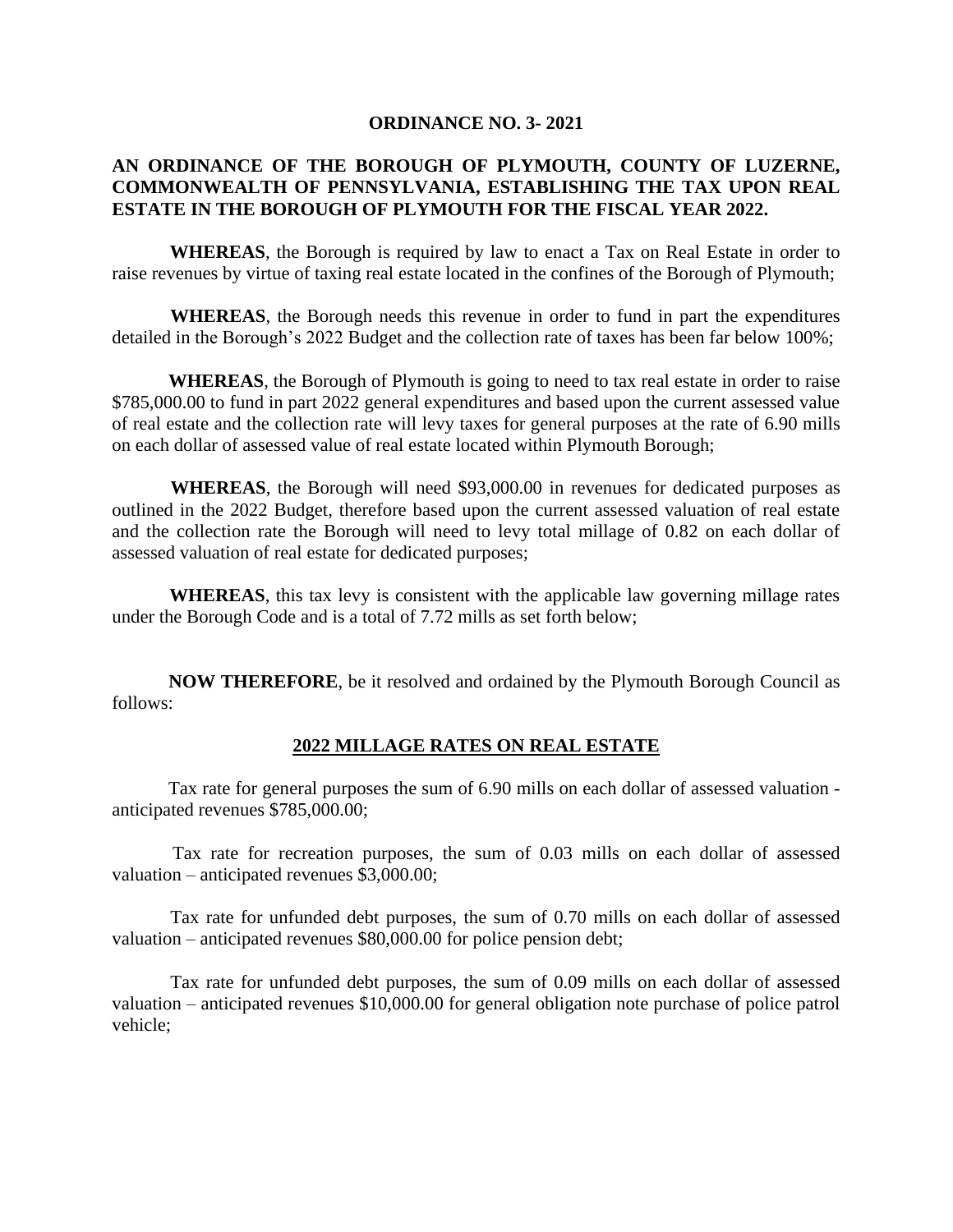**ORDINANCE NO. 3- 2021**

**AN ORDINANCE OF THE BOROUGH OF PLYMOUTH, COUNTY OF LUZERNE, COMMONWEALTH OF PENNSYLVANIA, ESTABLISHING THE TAX UPON REAL ESTATE IN THE BOROUGH OF PLYMOUTH FOR THE FISCAL YEAR 2022.**

**WHEREAS**, the Borough is required by law to enact a Tax on Real Estate in order to raise revenues by virtue of taxing real estate located in the confines of the Borough of Plymouth;

**WHEREAS**, the Borough needs this revenue in order to fund in part the expenditures detailed in the Borough's 2022 Budget and the collection rate of taxes has been far below 100%;

**WHEREAS**, the Borough of Plymouth is going to need to tax real estate in order to raise $785,000.00 to fund in part 2022 general expenditures and based upon the current assessed value of real estate and the collection rate will levy taxes for general purposes at the rate of 6.90 mills on each dollar of assessed value of real estate located within Plymouth Borough;

**WHEREAS**, the Borough will need $93,000.00 in revenues for dedicated purposes as outlined in the 2022 Budget, therefore based upon the current assessed valuation of real estate and the collection rate the Borough will need to levy total millage of 0.82 on each dollar of assessed valuation of real estate for dedicated purposes;

**WHEREAS**, this tax levy is consistent with the applicable law governing millage rates under the Borough Code and is a total of 7.72 mills as set forth below;

**NOW THEREFORE**, be it resolved and ordained by the Plymouth Borough Council as follows:

**<u>2022 MILLAGE RATES ON REAL ESTATE</u>**

Tax rate for general purposes the sum of 6.90 mills on each dollar of assessed valuation - anticipated revenues $785,000.00;

Tax rate for recreation purposes, the sum of 0.03 mills on each dollar of assessed valuation – anticipated revenues $3,000.00;

Tax rate for unfunded debt purposes, the sum of 0.70 mills on each dollar of assessed valuation – anticipated revenues $80,000.00 for police pension debt;

Tax rate for unfunded debt purposes, the sum of 0.09 mills on each dollar of assessed valuation – anticipated revenues $10,000.00 for general obligation note purchase of police patrol vehicle;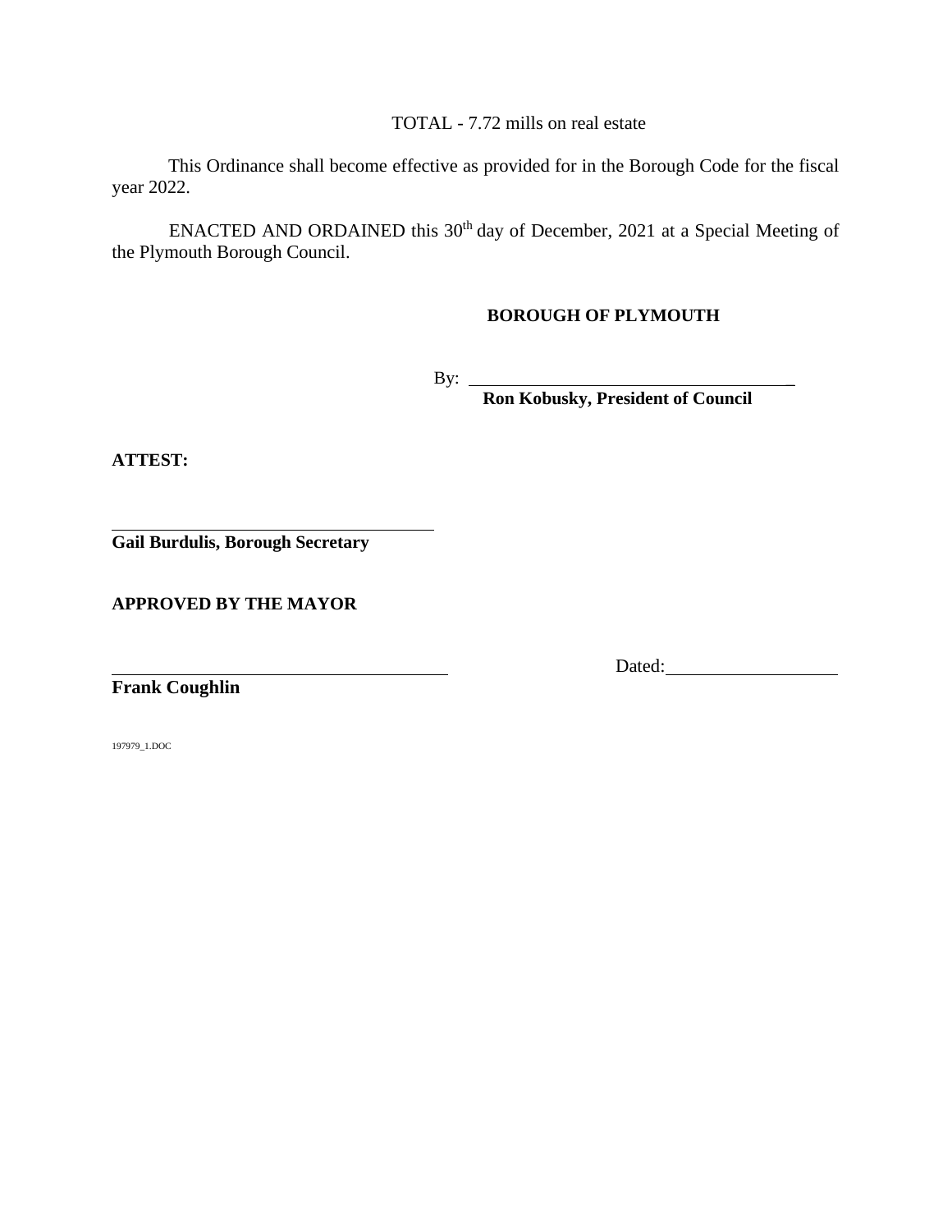TOTAL - 7.72 mills on real estate

This Ordinance shall become effective as provided for in the Borough Code for the fiscal year 2022.

ENACTED AND ORDAINED this 30th day of December, 2021 at a Special Meeting of the Plymouth Borough Council.

**BOROUGH OF PLYMOUTH**

By: \_\_\_\_\_\_\_\_\_\_\_\_\_\_\_\_\_\_\_\_\_\_\_\_\_\_\_\_\_\_\_\_\_\_\_\_

**Ron Kobusky, President of Council**

**ATTEST:**

\_\_\_\_\_\_\_\_\_\_\_\_\_\_\_\_\_\_\_\_\_\_\_\_\_\_\_\_\_\_\_\_\_\_\_\_

**Gail Burdulis, Borough Secretary**

**APPROVED BY THE MAYOR**

\_\_\_\_\_\_\_\_\_\_\_\_\_\_\_\_\_\_\_\_\_\_\_\_\_\_\_\_\_\_\_\_\_\_\_\_ Dated:\_\_\_\_\_\_\_\_\_\_\_\_\_\_\_\_\_\_

**Frank Coughlin**

197979_1.DOC